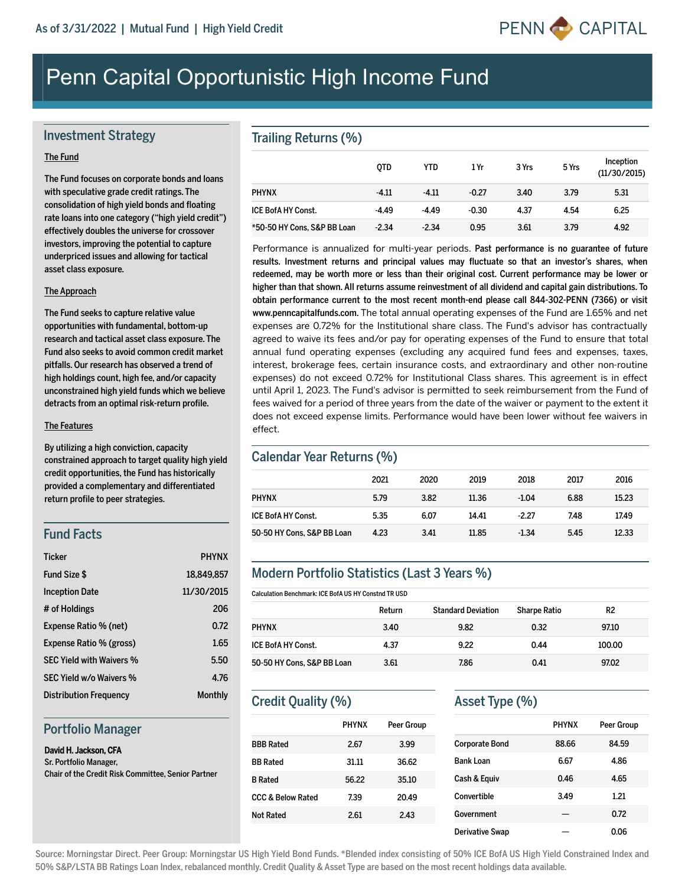As of 3/31/2022 | Mutual Fund | High Yield Credit

PENN CAPITAL

# Penn Capital Opportunistic High Income Fund

## Investment Strategy

**The Fund**

The Fund focuses on corporate bonds and loans with speculative grade credit ratings. The consolidation of high yield bonds and floating rate loans into one category ("high yield credit") effectively doubles the universe for crossover investors, improving the potential to capture underpriced issues and allowing for tactical asset class exposure.

**The Approach**

The Fund seeks to capture relative value opportunities with fundamental, bottom-up research and tactical asset class exposure. The Fund also seeks to avoid common credit market pitfalls. Our research has observed a trend of high holdings count, high fee, and/or capacity unconstrained high yield funds which we believe detracts from an optimal risk-return profile.

**The Features**

By utilizing a high conviction, capacity constrained approach to target quality high yield credit opportunities, the Fund has historically provided a complementary and differentiated return profile to peer strategies.

## Fund Facts

| | |
|---|---|
| Ticker | PHYNX |
| Fund Size $ | 18,849,857 |
| Inception Date | 11/30/2015 |
| # of Holdings | 206 |
| Expense Ratio % (net) | 0.72 |
| Expense Ratio % (gross) | 1.65 |
| SEC Yield with Waivers % | 5.50 |
| SEC Yield w/o Waivers % | 4.76 |
| Distribution Frequency | Monthly |

## Portfolio Manager

**David H. Jackson, CFA**
Sr. Portfolio Manager,
Chair of the Credit Risk Committee, Senior Partner

## Trailing Returns (%)

| | QTD | YTD | 1 Yr | 3 Yrs | 5 Yrs | Inception (11/30/2015) |
|---|---|---|---|---|---|---|
| PHYNX | -4.11 | -4.11 | -0.27 | 3.40 | 3.79 | 5.31 |
| ICE BofA HY Const. | -4.49 | -4.49 | -0.30 | 4.37 | 4.54 | 6.25 |
| *50-50 HY Cons, S&P BB Loan | -2.34 | -2.34 | 0.95 | 3.61 | 3.79 | 4.92 |

Performance is annualized for multi-year periods. **Past performance is no guarantee of future results. Investment returns and principal values may fluctuate so that an investor's shares, when redeemed, may be worth more or less than their original cost. Current performance may be lower or higher than that shown. All returns assume reinvestment of all dividend and capital gain distributions. To obtain performance current to the most recent month-end please call 844-302-PENN (7366) or visit www.penncapitalfunds.com.** The total annual operating expenses of the Fund are 1.65% and net expenses are 0.72% for the Institutional share class. The Fund's advisor has contractually agreed to waive its fees and/or pay for operating expenses of the Fund to ensure that total annual fund operating expenses (excluding any acquired fund fees and expenses, taxes, interest, brokerage fees, certain insurance costs, and extraordinary and other non-routine expenses) do not exceed 0.72% for Institutional Class shares. This agreement is in effect until April 1, 2023. The Fund's advisor is permitted to seek reimbursement from the Fund of fees waived for a period of three years from the date of the waiver or payment to the extent it does not exceed expense limits. Performance would have been lower without fee waivers in effect.

## Calendar Year Returns (%)

| | 2021 | 2020 | 2019 | 2018 | 2017 | 2016 |
|---|---|---|---|---|---|---|
| PHYNX | 5.79 | 3.82 | 11.36 | -1.04 | 6.88 | 15.23 |
| ICE BofA HY Const. | 5.35 | 6.07 | 14.41 | -2.27 | 7.48 | 17.49 |
| 50-50 HY Cons, S&P BB Loan | 4.23 | 3.41 | 11.85 | -1.34 | 5.45 | 12.33 |

## Modern Portfolio Statistics (Last 3 Years %)

Calculation Benchmark: ICE BofA US HY Constnd TR USD

| | Return | Standard Deviation | Sharpe Ratio | R2 |
|---|---|---|---|---|
| PHYNX | 3.40 | 9.82 | 0.32 | 97.10 |
| ICE BofA HY Const. | 4.37 | 9.22 | 0.44 | 100.00 |
| 50-50 HY Cons, S&P BB Loan | 3.61 | 7.86 | 0.41 | 97.02 |

## Credit Quality (%)

| | PHYNX | Peer Group |
|---|---|---|
| BBB Rated | 2.67 | 3.99 |
| BB Rated | 31.11 | 36.62 |
| B Rated | 56.22 | 35.10 |
| CCC & Below Rated | 7.39 | 20.49 |
| Not Rated | 2.61 | 2.43 |

## Asset Type (%)

| | PHYNX | Peer Group |
|---|---|---|
| Corporate Bond | 88.66 | 84.59 |
| Bank Loan | 6.67 | 4.86 |
| Cash & Equiv | 0.46 | 4.65 |
| Convertible | 3.49 | 1.21 |
| Government | — | 0.72 |
| Derivative Swap | — | 0.06 |

Source: Morningstar Direct. Peer Group: Morningstar US High Yield Bond Funds. *Blended index consisting of 50% ICE BofA US High Yield Constrained Index and 50% S&P/LSTA BB Ratings Loan Index, rebalanced monthly. Credit Quality & Asset Type are based on the most recent holdings data available.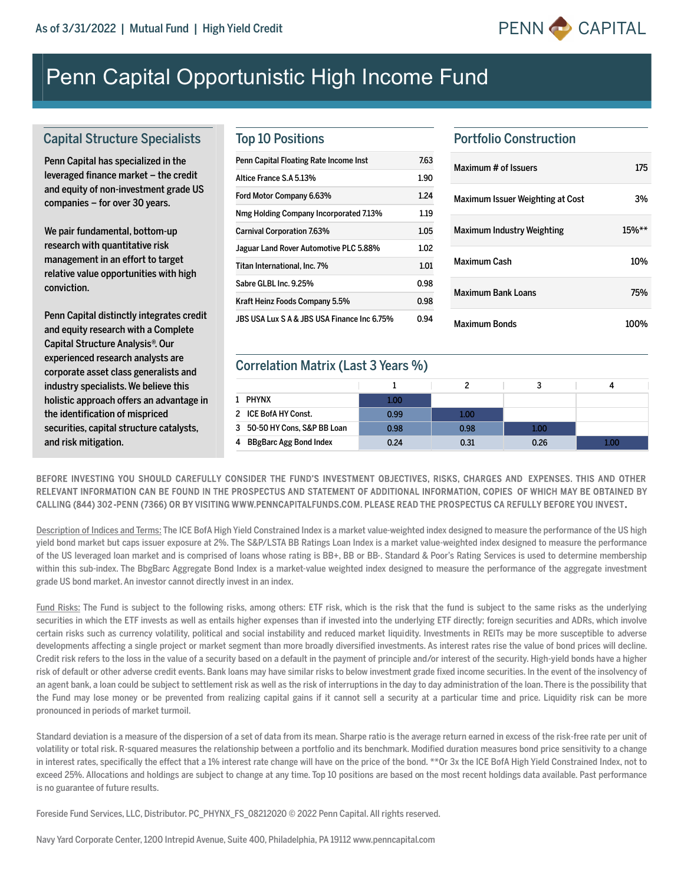As of 3/31/2022 | Mutual Fund | High Yield Credit

PENN CAPITAL

# Penn Capital Opportunistic High Income Fund

## Capital Structure Specialists

Penn Capital has specialized in the leveraged finance market – the credit and equity of non-investment grade US companies – for over 30 years.

We pair fundamental, bottom-up research with quantitative risk management in an effort to target relative value opportunities with high conviction.

Penn Capital distinctly integrates credit and equity research with a Complete Capital Structure Analysis®. Our experienced research analysts are corporate asset class generalists and industry specialists. We believe this holistic approach offers an advantage in the identification of mispriced securities, capital structure catalysts, and risk mitigation.

## Top 10 Positions

| | |
|---|---|
| Penn Capital Floating Rate Income Inst | 7.63 |
| Altice France S.A 5.13% | 1.90 |
| Ford Motor Company 6.63% | 1.24 |
| Nmg Holding Company Incorporated 7.13% | 1.19 |
| Carnival Corporation 7.63% | 1.05 |
| Jaguar Land Rover Automotive PLC 5.88% | 1.02 |
| Titan International, Inc. 7% | 1.01 |
| Sabre GLBL Inc. 9.25% | 0.98 |
| Kraft Heinz Foods Company 5.5% | 0.98 |
| JBS USA Lux S A & JBS USA Finance Inc 6.75% | 0.94 |

## Portfolio Construction

| | |
|---|---|
| Maximum # of Issuers | 175 |
| Maximum Issuer Weighting at Cost | 3% |
| Maximum Industry Weighting | 15%** |
| Maximum Cash | 10% |
| Maximum Bank Loans | 75% |
| Maximum Bonds | 100% |

## Correlation Matrix (Last 3 Years %)

| | 1 | 2 | 3 | 4 |
|---|---|---|---|---|
| 1 PHYNX | 1.00 | | | |
| 2 ICE BofA HY Const. | 0.99 | 1.00 | | |
| 3 50-50 HY Cons, S&P BB Loan | 0.98 | 0.98 | 1.00 | |
| 4 BBgBarc Agg Bond Index | 0.24 | 0.31 | 0.26 | 1.00 |

BEFORE INVESTING YOU SHOULD CAREFULLY CONSIDER THE FUND'S INVESTMENT OBJECTIVES, RISKS, CHARGES AND EXPENSES. THIS AND OTHER RELEVANT INFORMATION CAN BE FOUND IN THE PROSPECTUS AND STATEMENT OF ADDITIONAL INFORMATION, COPIES OF WHICH MAY BE OBTAINED BY CALLING (844) 302-PENN (7366) OR BY VISITING WWW.PENNCAPITALFUNDS.COM. PLEASE READ THE PROSPECTUS CA REFULLY BEFORE YOU INVEST.

Description of Indices and Terms: The ICE BofA High Yield Constrained Index is a market value-weighted index designed to measure the performance of the US high yield bond market but caps issuer exposure at 2%. The S&P/LSTA BB Ratings Loan Index is a market value-weighted index designed to measure the performance of the US leveraged loan market and is comprised of loans whose rating is BB+, BB or BB-. Standard & Poor's Rating Services is used to determine membership within this sub-index. The BbgBarc Aggregate Bond Index is a market-value weighted index designed to measure the performance of the aggregate investment grade US bond market. An investor cannot directly invest in an index.

Fund Risks: The Fund is subject to the following risks, among others: ETF risk, which is the risk that the fund is subject to the same risks as the underlying securities in which the ETF invests as well as entails higher expenses than if invested into the underlying ETF directly; foreign securities and ADRs, which involve certain risks such as currency volatility, political and social instability and reduced market liquidity. Investments in REITs may be more susceptible to adverse developments affecting a single project or market segment than more broadly diversified investments. As interest rates rise the value of bond prices will decline. Credit risk refers to the loss in the value of a security based on a default in the payment of principle and/or interest of the security. High-yield bonds have a higher risk of default or other adverse credit events. Bank loans may have similar risks to below investment grade fixed income securities. In the event of the insolvency of an agent bank, a loan could be subject to settlement risk as well as the risk of interruptions in the day to day administration of the loan. There is the possibility that the Fund may lose money or be prevented from realizing capital gains if it cannot sell a security at a particular time and price. Liquidity risk can be more pronounced in periods of market turmoil.

Standard deviation is a measure of the dispersion of a set of data from its mean. Sharpe ratio is the average return earned in excess of the risk-free rate per unit of volatility or total risk. R-squared measures the relationship between a portfolio and its benchmark. Modified duration measures bond price sensitivity to a change in interest rates, specifically the effect that a 1% interest rate change will have on the price of the bond. **Or 3x the ICE BofA High Yield Constrained Index, not to exceed 25%. Allocations and holdings are subject to change at any time. Top 10 positions are based on the most recent holdings data available. Past performance is no guarantee of future results.

Foreside Fund Services, LLC, Distributor. PC_PHYNX_FS_08212020 © 2022 Penn Capital. All rights reserved.

Navy Yard Corporate Center, 1200 Intrepid Avenue, Suite 400, Philadelphia, PA 19112 www.penncapital.com